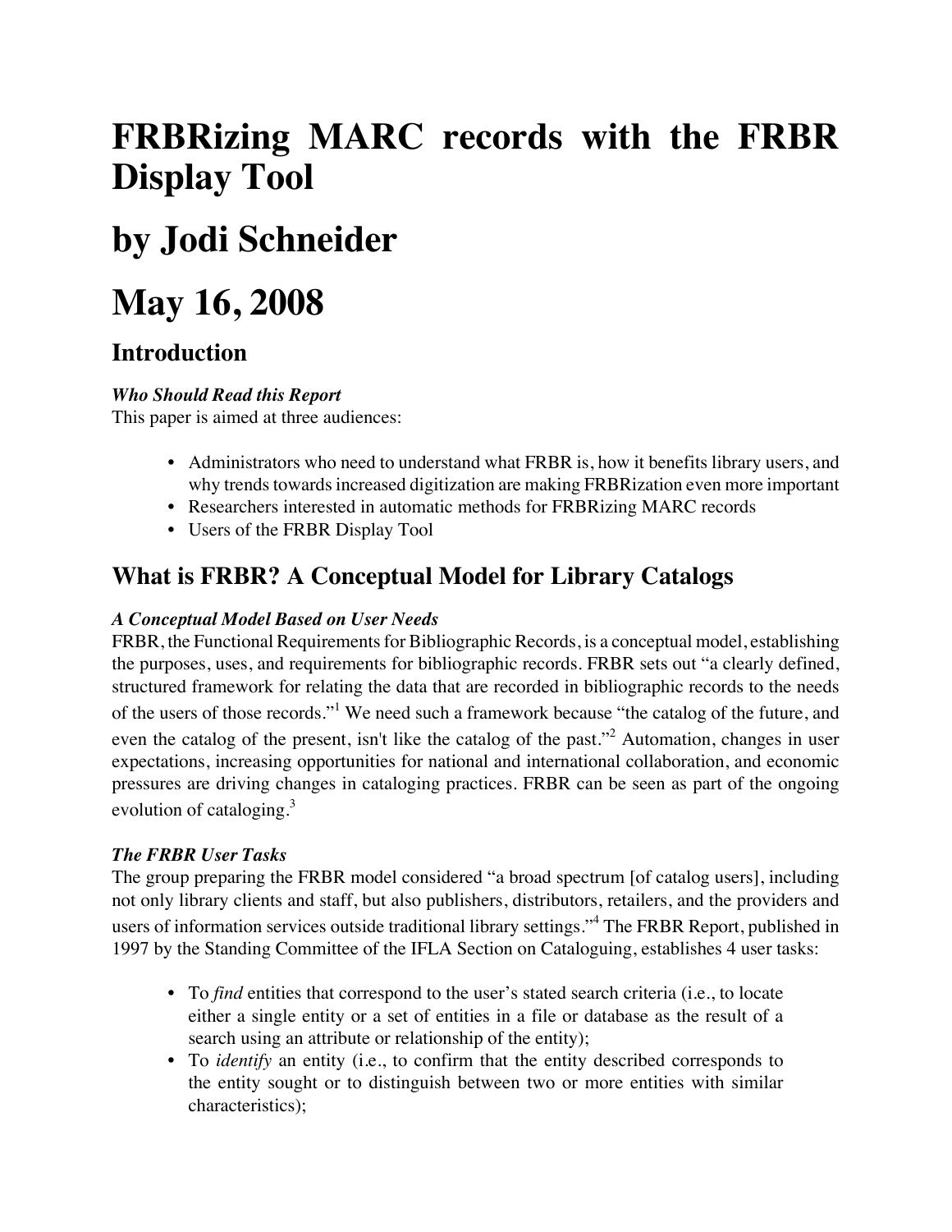# FRBRizing MARC records with the FRBR Display Tool

# by Jodi Schneider

# May 16, 2008

## Introduction

***Who Should Read this Report***
This paper is aimed at three audiences:

- Administrators who need to understand what FRBR is, how it benefits library users, and why trends towards increased digitization are making FRBRization even more important
- Researchers interested in automatic methods for FRBRizing MARC records
- Users of the FRBR Display Tool

## What is FRBR? A Conceptual Model for Library Catalogs

***A Conceptual Model Based on User Needs***
FRBR, the Functional Requirements for Bibliographic Records, is a conceptual model, establishing the purposes, uses, and requirements for bibliographic records. FRBR sets out "a clearly defined, structured framework for relating the data that are recorded in bibliographic records to the needs of the users of those records."[1] We need such a framework because "the catalog of the future, and even the catalog of the present, isn't like the catalog of the past."[2] Automation, changes in user expectations, increasing opportunities for national and international collaboration, and economic pressures are driving changes in cataloging practices. FRBR can be seen as part of the ongoing evolution of cataloging.[3]

***The FRBR User Tasks***
The group preparing the FRBR model considered "a broad spectrum [of catalog users], including not only library clients and staff, but also publishers, distributors, retailers, and the providers and users of information services outside traditional library settings."[4] The FRBR Report, published in 1997 by the Standing Committee of the IFLA Section on Cataloguing, establishes 4 user tasks:

- To *find* entities that correspond to the user's stated search criteria (i.e., to locate either a single entity or a set of entities in a file or database as the result of a search using an attribute or relationship of the entity);
- To *identify* an entity (i.e., to confirm that the entity described corresponds to the entity sought or to distinguish between two or more entities with similar characteristics);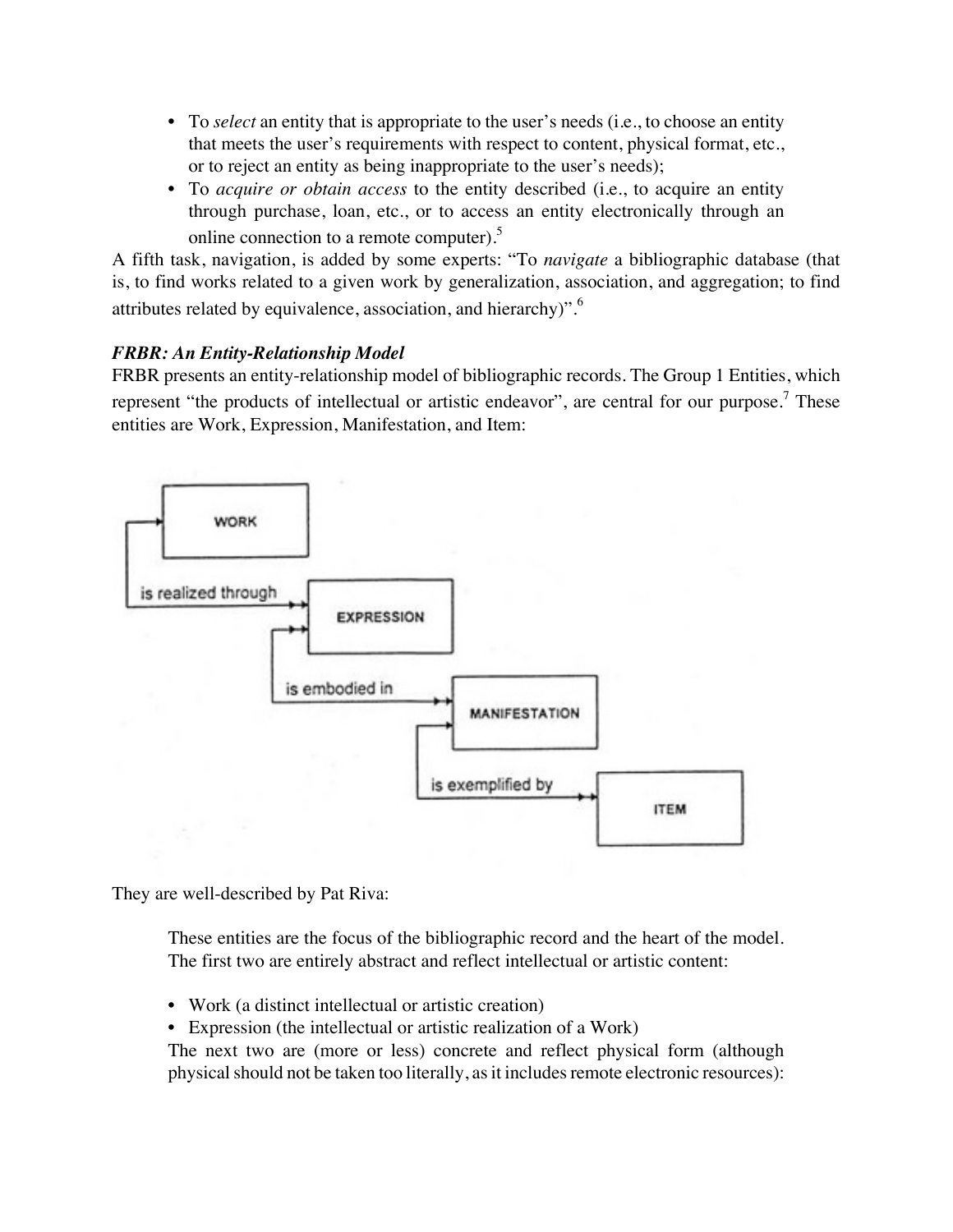- To *select* an entity that is appropriate to the user's needs (i.e., to choose an entity that meets the user's requirements with respect to content, physical format, etc., or to reject an entity as being inappropriate to the user's needs);
- To *acquire or obtain access* to the entity described (i.e., to acquire an entity through purchase, loan, etc., or to access an entity electronically through an online connection to a remote computer).[5]

A fifth task, navigation, is added by some experts: "To *navigate* a bibliographic database (that is, to find works related to a given work by generalization, association, and aggregation; to find attributes related by equivalence, association, and hierarchy)".[6]

***FRBR: An Entity-Relationship Model***

FRBR presents an entity-relationship model of bibliographic records. The Group 1 Entities, which represent "the products of intellectual or artistic endeavor", are central for our purpose.[7] These entities are Work, Expression, Manifestation, and Item:

WORK — is realized through → EXPRESSION — is embodied in → MANIFESTATION — is exemplified by → ITEM

They are well-described by Pat Riva:

> These entities are the focus of the bibliographic record and the heart of the model. The first two are entirely abstract and reflect intellectual or artistic content:
>
> - Work (a distinct intellectual or artistic creation)
> - Expression (the intellectual or artistic realization of a Work)
>
> The next two are (more or less) concrete and reflect physical form (although physical should not be taken too literally, as it includes remote electronic resources):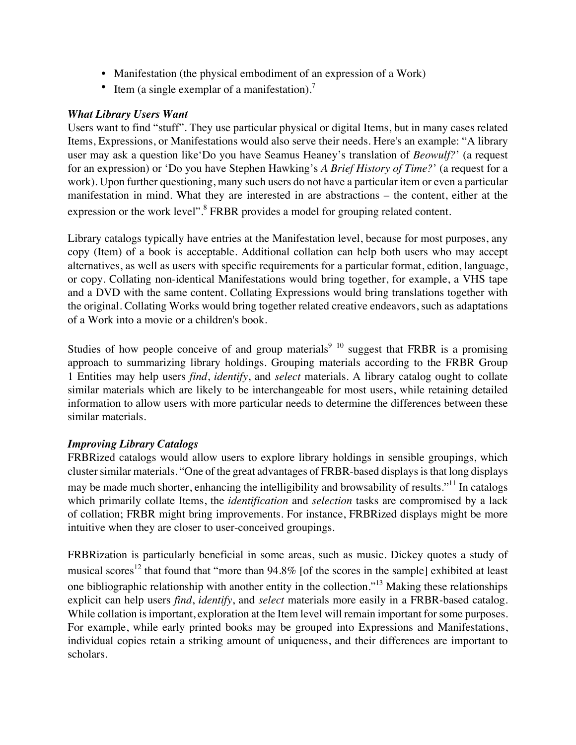- Manifestation (the physical embodiment of an expression of a Work)
- Item (a single exemplar of a manifestation).[7]

***What Library Users Want***

Users want to find "stuff". They use particular physical or digital Items, but in many cases related Items, Expressions, or Manifestations would also serve their needs. Here's an example: "A library user may ask a question like'Do you have Seamus Heaney's translation of *Beowulf?*' (a request for an expression) or 'Do you have Stephen Hawking's *A Brief History of Time?*' (a request for a work). Upon further questioning, many such users do not have a particular item or even a particular manifestation in mind. What they are interested in are abstractions – the content, either at the expression or the work level".[8] FRBR provides a model for grouping related content.

Library catalogs typically have entries at the Manifestation level, because for most purposes, any copy (Item) of a book is acceptable. Additional collation can help both users who may accept alternatives, as well as users with specific requirements for a particular format, edition, language, or copy. Collating non-identical Manifestations would bring together, for example, a VHS tape and a DVD with the same content. Collating Expressions would bring translations together with the original. Collating Works would bring together related creative endeavors, such as adaptations of a Work into a movie or a children's book.

Studies of how people conceive of and group materials[9] [10] suggest that FRBR is a promising approach to summarizing library holdings. Grouping materials according to the FRBR Group 1 Entities may help users *find*, *identify*, and *select* materials. A library catalog ought to collate similar materials which are likely to be interchangeable for most users, while retaining detailed information to allow users with more particular needs to determine the differences between these similar materials.

***Improving Library Catalogs***

FRBRized catalogs would allow users to explore library holdings in sensible groupings, which cluster similar materials. "One of the great advantages of FRBR-based displays is that long displays may be made much shorter, enhancing the intelligibility and browsability of results."[11] In catalogs which primarily collate Items, the *identification* and *selection* tasks are compromised by a lack of collation; FRBR might bring improvements. For instance, FRBRized displays might be more intuitive when they are closer to user-conceived groupings.

FRBRization is particularly beneficial in some areas, such as music. Dickey quotes a study of musical scores[12] that found that "more than 94.8% [of the scores in the sample] exhibited at least one bibliographic relationship with another entity in the collection."[13] Making these relationships explicit can help users *find*, *identify*, and *select* materials more easily in a FRBR-based catalog. While collation is important, exploration at the Item level will remain important for some purposes. For example, while early printed books may be grouped into Expressions and Manifestations, individual copies retain a striking amount of uniqueness, and their differences are important to scholars.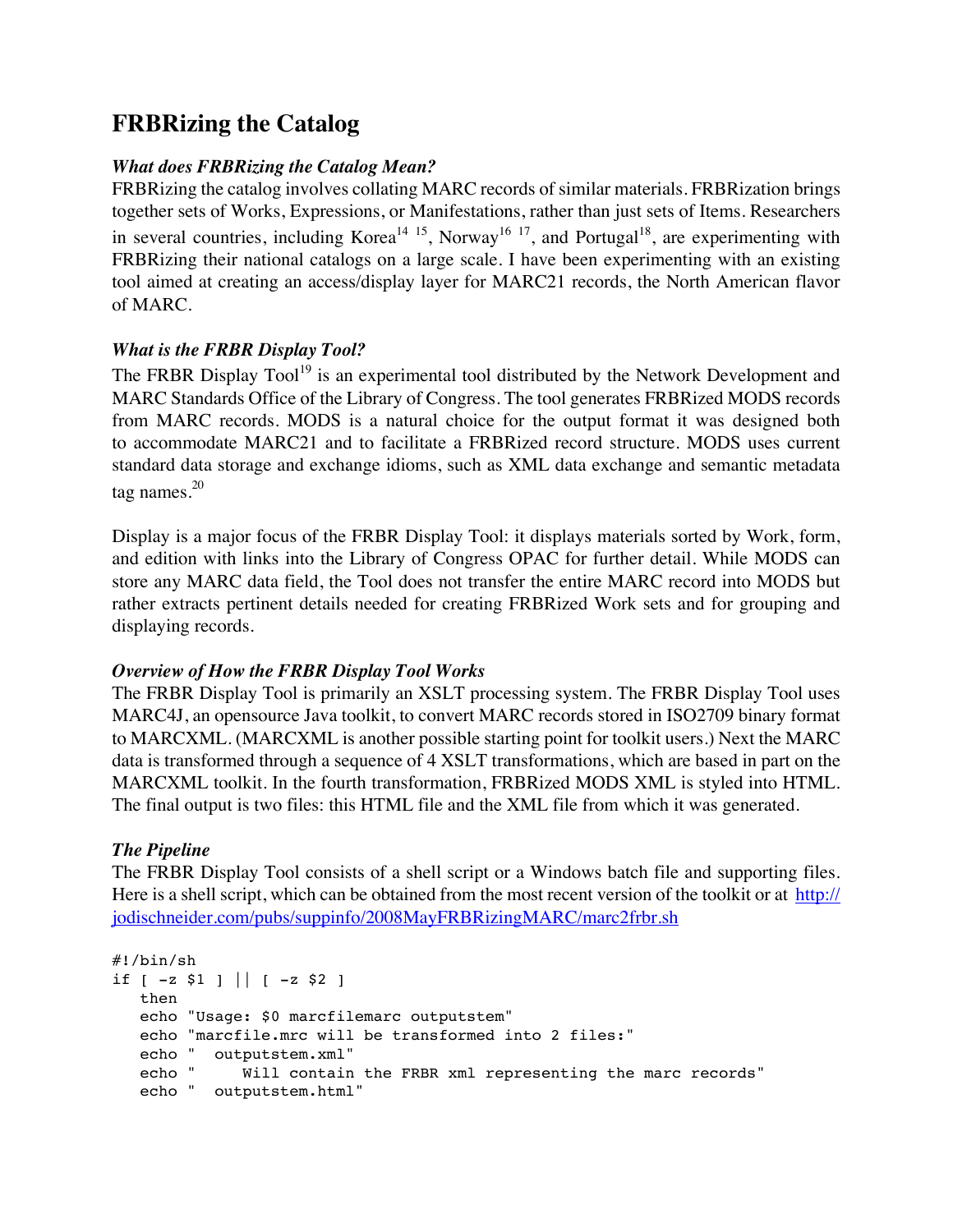## FRBRizing the Catalog

### *What does FRBRizing the Catalog Mean?*

FRBRizing the catalog involves collating MARC records of similar materials. FRBRization brings together sets of Works, Expressions, or Manifestations, rather than just sets of Items. Researchers in several countries, including Korea[14 15], Norway[16 17], and Portugal[18], are experimenting with FRBRizing their national catalogs on a large scale. I have been experimenting with an existing tool aimed at creating an access/display layer for MARC21 records, the North American flavor of MARC.

### *What is the FRBR Display Tool?*

The FRBR Display Tool[19] is an experimental tool distributed by the Network Development and MARC Standards Office of the Library of Congress. The tool generates FRBRized MODS records from MARC records. MODS is a natural choice for the output format it was designed both to accommodate MARC21 and to facilitate a FRBRized record structure. MODS uses current standard data storage and exchange idioms, such as XML data exchange and semantic metadata tag names.[20]

Display is a major focus of the FRBR Display Tool: it displays materials sorted by Work, form, and edition with links into the Library of Congress OPAC for further detail. While MODS can store any MARC data field, the Tool does not transfer the entire MARC record into MODS but rather extracts pertinent details needed for creating FRBRized Work sets and for grouping and displaying records.

### *Overview of How the FRBR Display Tool Works*

The FRBR Display Tool is primarily an XSLT processing system. The FRBR Display Tool uses MARC4J, an opensource Java toolkit, to convert MARC records stored in ISO2709 binary format to MARCXML. (MARCXML is another possible starting point for toolkit users.) Next the MARC data is transformed through a sequence of 4 XSLT transformations, which are based in part on the MARCXML toolkit. In the fourth transformation, FRBRized MODS XML is styled into HTML. The final output is two files: this HTML file and the XML file from which it was generated.

### *The Pipeline*

The FRBR Display Tool consists of a shell script or a Windows batch file and supporting files. Here is a shell script, which can be obtained from the most recent version of the toolkit or at http://jodischneider.com/pubs/suppinfo/2008MayFRBRizingMARC/marc2frbr.sh

```
#!/bin/sh
if [ -z $1 ] || [ -z $2 ]
   then
   echo "Usage: $0 marcfilemarc outputstem"
   echo "marcfile.mrc will be transformed into 2 files:"
   echo "  outputstem.xml"
   echo "      Will contain the FRBR xml representing the marc records"
   echo "  outputstem.html"
```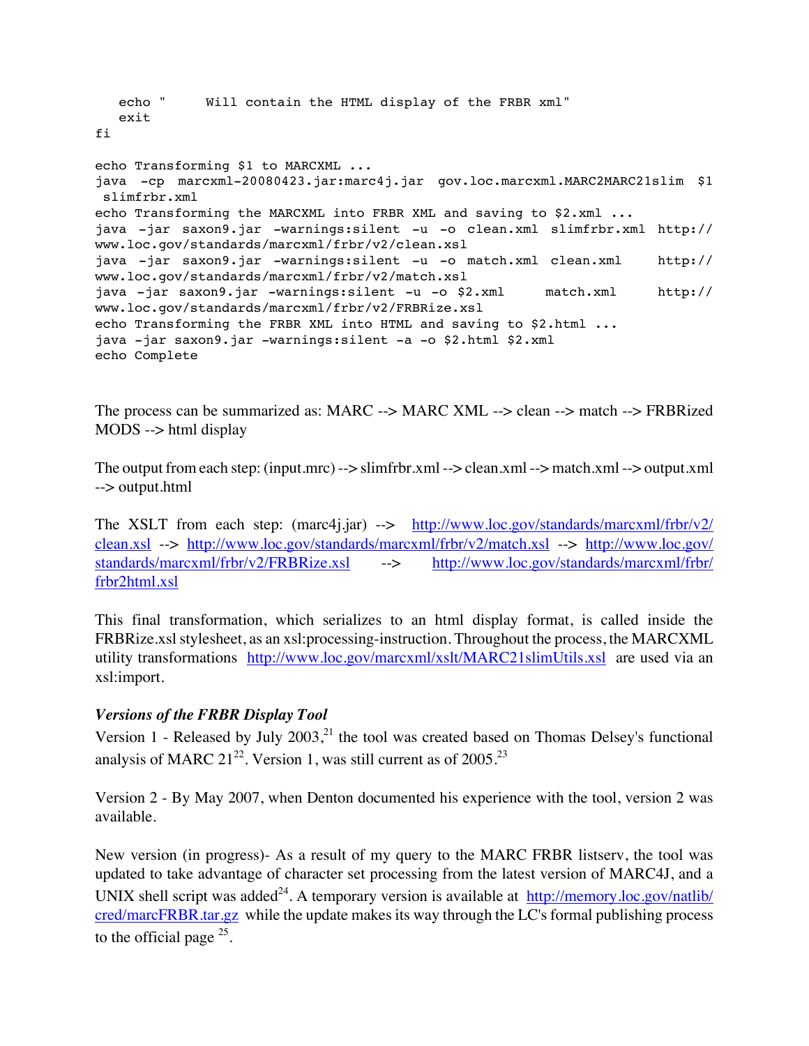```
   echo "     Will contain the HTML display of the FRBR xml"
   exit
fi

echo Transforming $1 to MARCXML ...
java  -cp  marcxml-20080423.jar:marc4j.jar  gov.loc.marcxml.MARC2MARC21slim  $1
 slimfrbr.xml
echo Transforming the MARCXML into FRBR XML and saving to $2.xml ...
java  -jar  saxon9.jar  -warnings:silent  -u  -o  clean.xml  slimfrbr.xml  http://
www.loc.gov/standards/marcxml/frbr/v2/clean.xsl
java  -jar  saxon9.jar  -warnings:silent  -u  -o  match.xml  clean.xml     http://
www.loc.gov/standards/marcxml/frbr/v2/match.xsl
java  -jar  saxon9.jar  -warnings:silent  -u  -o  $2.xml     match.xml     http://
www.loc.gov/standards/marcxml/frbr/v2/FRBRize.xsl
echo Transforming the FRBR XML into HTML and saving to $2.html ...
java -jar saxon9.jar -warnings:silent -a -o $2.html $2.xml
echo Complete
```

The process can be summarized as: MARC --> MARC XML --> clean --> match --> FRBRized MODS --> html display

The output from each step: (input.mrc) --> slimfrbr.xml --> clean.xml --> match.xml --> output.xml --> output.html

The XSLT from each step: (marc4j.jar) --> http://www.loc.gov/standards/marcxml/frbr/v2/clean.xsl --> http://www.loc.gov/standards/marcxml/frbr/v2/match.xsl --> http://www.loc.gov/standards/marcxml/frbr/v2/FRBRize.xsl --> http://www.loc.gov/standards/marcxml/frbr/frbr2html.xsl

This final transformation, which serializes to an html display format, is called inside the FRBRize.xsl stylesheet, as an xsl:processing-instruction. Throughout the process, the MARCXML utility transformations http://www.loc.gov/marcxml/xslt/MARC21slimUtils.xsl are used via an xsl:import.

### *Versions of the FRBR Display Tool*

Version 1 - Released by July 2003,[21] the tool was created based on Thomas Delsey's functional analysis of MARC 21[22]. Version 1, was still current as of 2005.[23]

Version 2 - By May 2007, when Denton documented his experience with the tool, version 2 was available.

New version (in progress)- As a result of my query to the MARC FRBR listserv, the tool was updated to take advantage of character set processing from the latest version of MARC4J, and a UNIX shell script was added[24]. A temporary version is available at http://memory.loc.gov/natlib/cred/marcFRBR.tar.gz while the update makes its way through the LC's formal publishing process to the official page [25].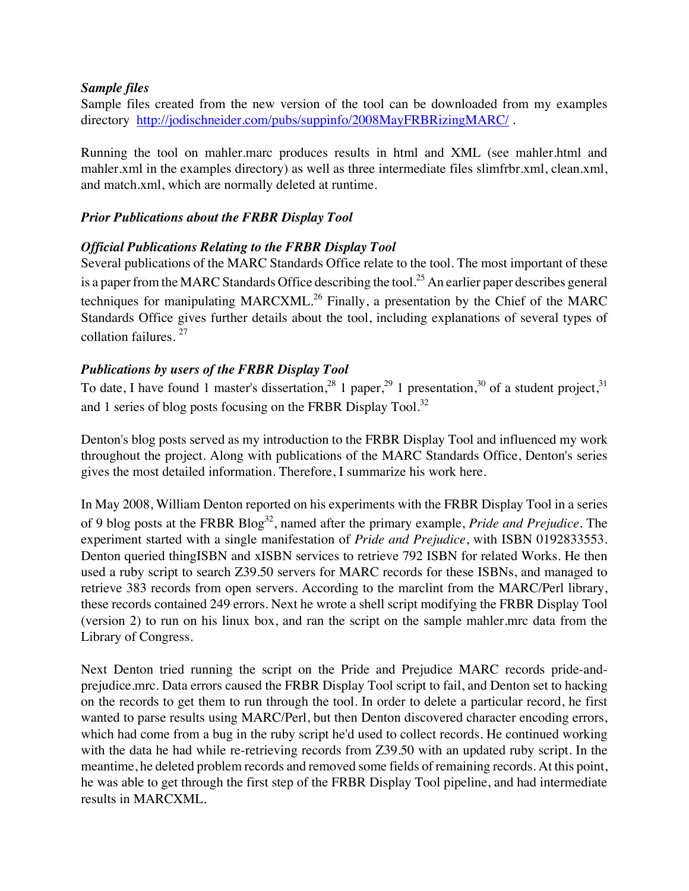### *Sample files*

Sample files created from the new version of the tool can be downloaded from my examples directory [http://jodischneider.com/pubs/suppinfo/2008MayFRBRizingMARC/](http://jodischneider.com/pubs/suppinfo/2008MayFRBRizingMARC/) .

Running the tool on mahler.marc produces results in html and XML (see mahler.html and mahler.xml in the examples directory) as well as three intermediate files slimfrbr.xml, clean.xml, and match.xml, which are normally deleted at runtime.

### *Prior Publications about the FRBR Display Tool*

### *Official Publications Relating to the FRBR Display Tool*

Several publications of the MARC Standards Office relate to the tool. The most important of these is a paper from the MARC Standards Office describing the tool.[25] An earlier paper describes general techniques for manipulating MARCXML.[26] Finally, a presentation by the Chief of the MARC Standards Office gives further details about the tool, including explanations of several types of collation failures. [27]

### *Publications by users of the FRBR Display Tool*

To date, I have found 1 master's dissertation,[28] 1 paper,[29] 1 presentation,[30] of a student project,[31] and 1 series of blog posts focusing on the FRBR Display Tool.[32]

Denton's blog posts served as my introduction to the FRBR Display Tool and influenced my work throughout the project. Along with publications of the MARC Standards Office, Denton's series gives the most detailed information. Therefore, I summarize his work here.

In May 2008, William Denton reported on his experiments with the FRBR Display Tool in a series of 9 blog posts at the FRBR Blog[32], named after the primary example, *Pride and Prejudice*. The experiment started with a single manifestation of *Pride and Prejudice*, with ISBN 0192833553. Denton queried thingISBN and xISBN services to retrieve 792 ISBN for related Works. He then used a ruby script to search Z39.50 servers for MARC records for these ISBNs, and managed to retrieve 383 records from open servers. According to the marclint from the MARC/Perl library, these records contained 249 errors. Next he wrote a shell script modifying the FRBR Display Tool (version 2) to run on his linux box, and ran the script on the sample mahler.mrc data from the Library of Congress.

Next Denton tried running the script on the Pride and Prejudice MARC records pride-and-prejudice.mrc. Data errors caused the FRBR Display Tool script to fail, and Denton set to hacking on the records to get them to run through the tool. In order to delete a particular record, he first wanted to parse results using MARC/Perl, but then Denton discovered character encoding errors, which had come from a bug in the ruby script he'd used to collect records. He continued working with the data he had while re-retrieving records from Z39.50 with an updated ruby script. In the meantime, he deleted problem records and removed some fields of remaining records. At this point, he was able to get through the first step of the FRBR Display Tool pipeline, and had intermediate results in MARCXML.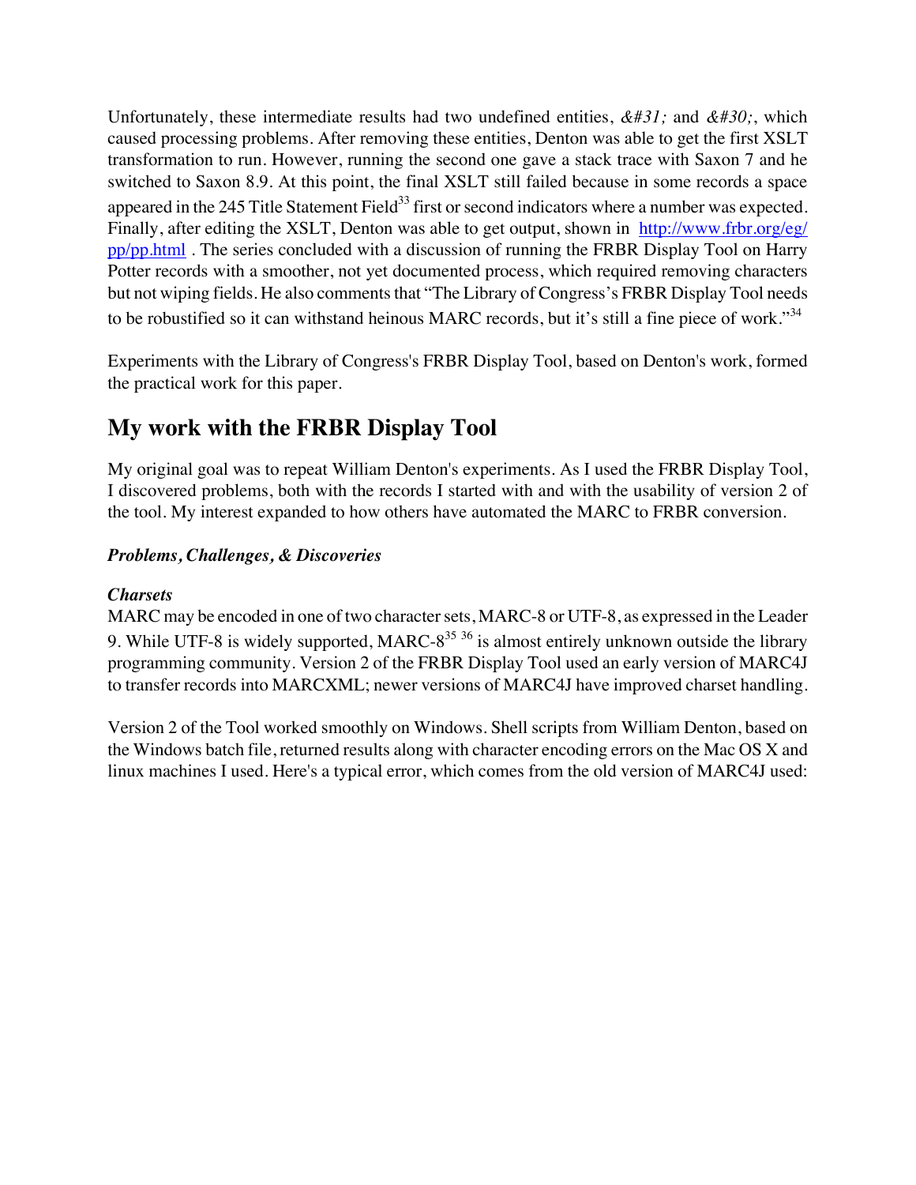Unfortunately, these intermediate results had two undefined entities, *&#31;* and *&#30;*, which caused processing problems. After removing these entities, Denton was able to get the first XSLT transformation to run. However, running the second one gave a stack trace with Saxon 7 and he switched to Saxon 8.9. At this point, the final XSLT still failed because in some records a space appeared in the 245 Title Statement Field[33] first or second indicators where a number was expected. Finally, after editing the XSLT, Denton was able to get output, shown in [http://www.frbr.org/eg/pp/pp.html](http://www.frbr.org/eg/pp/pp.html) . The series concluded with a discussion of running the FRBR Display Tool on Harry Potter records with a smoother, not yet documented process, which required removing characters but not wiping fields. He also comments that "The Library of Congress's FRBR Display Tool needs to be robustified so it can withstand heinous MARC records, but it's still a fine piece of work."[34]

Experiments with the Library of Congress's FRBR Display Tool, based on Denton's work, formed the practical work for this paper.

## My work with the FRBR Display Tool

My original goal was to repeat William Denton's experiments. As I used the FRBR Display Tool, I discovered problems, both with the records I started with and with the usability of version 2 of the tool. My interest expanded to how others have automated the MARC to FRBR conversion.

### *Problems, Challenges, & Discoveries*

#### *Charsets*

MARC may be encoded in one of two character sets, MARC-8 or UTF-8, as expressed in the Leader 9. While UTF-8 is widely supported, MARC-8[35 36] is almost entirely unknown outside the library programming community. Version 2 of the FRBR Display Tool used an early version of MARC4J to transfer records into MARCXML; newer versions of MARC4J have improved charset handling.

Version 2 of the Tool worked smoothly on Windows. Shell scripts from William Denton, based on the Windows batch file, returned results along with character encoding errors on the Mac OS X and linux machines I used. Here's a typical error, which comes from the old version of MARC4J used: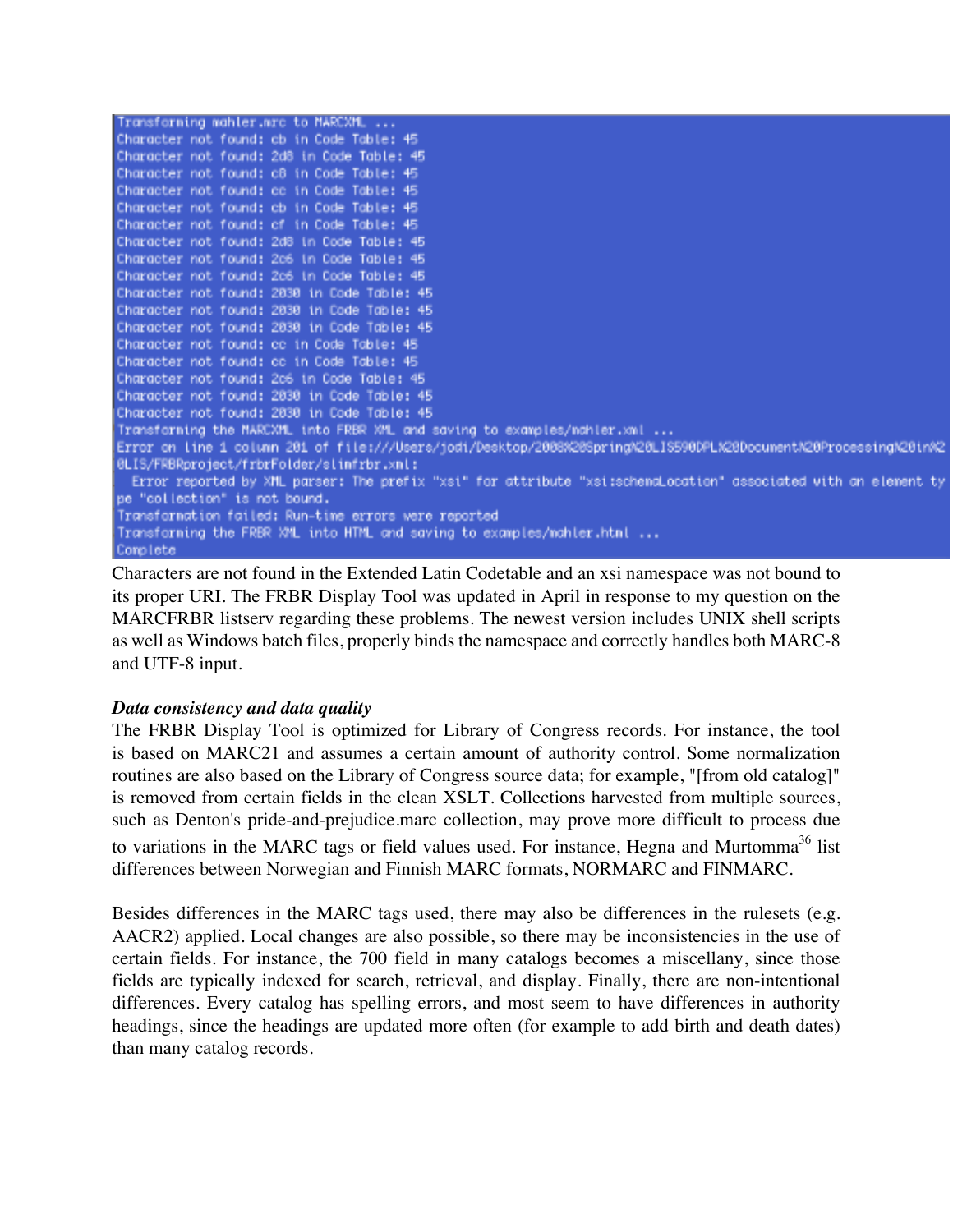```
Transforming mahler.mrc to MARCXML ...
Character not found: cb in Code Table: 45
Character not found: 2d8 in Code Table: 45
Character not found: c8 in Code Table: 45
Character not found: cc in Code Table: 45
Character not found: cb in Code Table: 45
Character not found: cf in Code Table: 45
Character not found: 2d8 in Code Table: 45
Character not found: 2c6 in Code Table: 45
Character not found: 2c6 in Code Table: 45
Character not found: 2030 in Code Table: 45
Character not found: 2030 in Code Table: 45
Character not found: 2030 in Code Table: 45
Character not found: cc in Code Table: 45
Character not found: cc in Code Table: 45
Character not found: 2c6 in Code Table: 45
Character not found: 2030 in Code Table: 45
Character not found: 2030 in Code Table: 45
Transforming the MARCXML into FRBR XML and saving to examples/mahler.xml ...
Error on line 1 column 201 of file:///Users/jodi/Desktop/2008%20Spring%20LIS590DPL%20Document%20Processing%20in%20LIS/FRBRproject/frbrFolder/slimfrbr.xml:
  Error reported by XML parser: The prefix "xsi" for attribute "xsi:schemaLocation" associated with an element type "collection" is not bound.
Transformation failed: Run-time errors were reported
Transforming the FRBR XML into HTML and saving to examples/mahler.html ...
Complete
```

Characters are not found in the Extended Latin Codetable and an xsi namespace was not bound to its proper URI. The FRBR Display Tool was updated in April in response to my question on the MARCFRBR listserv regarding these problems. The newest version includes UNIX shell scripts as well as Windows batch files, properly binds the namespace and correctly handles both MARC-8 and UTF-8 input.

### *Data consistency and data quality*

The FRBR Display Tool is optimized for Library of Congress records. For instance, the tool is based on MARC21 and assumes a certain amount of authority control. Some normalization routines are also based on the Library of Congress source data; for example, "[from old catalog]" is removed from certain fields in the clean XSLT. Collections harvested from multiple sources, such as Denton's pride-and-prejudice.marc collection, may prove more difficult to process due to variations in the MARC tags or field values used. For instance, Hegna and Murtomma[36] list differences between Norwegian and Finnish MARC formats, NORMARC and FINMARC.

Besides differences in the MARC tags used, there may also be differences in the rulesets (e.g. AACR2) applied. Local changes are also possible, so there may be inconsistencies in the use of certain fields. For instance, the 700 field in many catalogs becomes a miscellany, since those fields are typically indexed for search, retrieval, and display. Finally, there are non-intentional differences. Every catalog has spelling errors, and most seem to have differences in authority headings, since the headings are updated more often (for example to add birth and death dates) than many catalog records.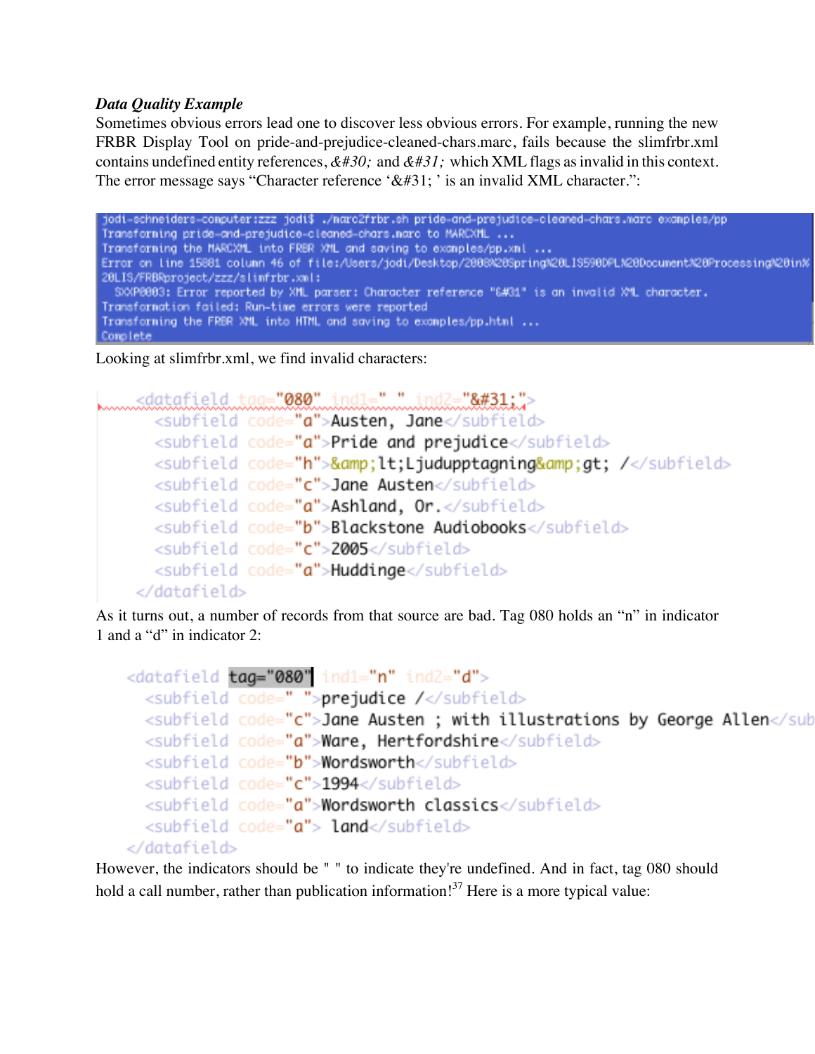***Data Quality Example***

Sometimes obvious errors lead one to discover less obvious errors. For example, running the new FRBR Display Tool on pride-and-prejudice-cleaned-chars.marc, fails because the slimfrbr.xml contains undefined entity references, *&#30;* and *&#31;* which XML flags as invalid in this context. The error message says "Character reference '&#31; ' is an invalid XML character.":

```
jodi-schneiders-computer:zzz jodi$ ./marc2frbr.sh pride-and-prejudice-cleaned-chars.marc examples/pp
Transforming pride-and-prejudice-cleaned-chars.marc to MARCXML ...
Transforming the MARCXML into FRBR XML and saving to examples/pp.xml ...
Error on line 15881 column 46 of file:/Users/jodi/Desktop/2008%20Spring%20LIS590DPL%20Document%20Processing%20in%20LIS/FRBRproject/zzz/slimfrbr.xml:
  SXXP0003: Error reported by XML parser: Character reference "&#31" is an invalid XML character.
Transformation failed: Run-time errors were reported
Transforming the FRBR XML into HTML and saving to examples/pp.html ...
Complete
```

Looking at slimfrbr.xml, we find invalid characters:

```xml
<datafield tag="080" ind1=" " ind2="&#31;">
   <subfield code="a">Austen, Jane</subfield>
   <subfield code="a">Pride and prejudice</subfield>
   <subfield code="h">&amp;lt;Ljudupptagning&amp;gt; /</subfield>
   <subfield code="c">Jane Austen</subfield>
   <subfield code="a">Ashland, Or.</subfield>
   <subfield code="b">Blackstone Audiobooks</subfield>
   <subfield code="c">2005</subfield>
   <subfield code="a">Huddinge</subfield>
</datafield>
```

As it turns out, a number of records from that source are bad. Tag 080 holds an "n" in indicator 1 and a "d" in indicator 2:

```xml
<datafield tag="080" ind1="n" ind2="d">
   <subfield code=" ">prejudice /</subfield>
   <subfield code="c">Jane Austen ; with illustrations by George Allen</sub
   <subfield code="a">Ware, Hertfordshire</subfield>
   <subfield code="b">Wordsworth</subfield>
   <subfield code="c">1994</subfield>
   <subfield code="a">Wordsworth classics</subfield>
   <subfield code="a"> land</subfield>
</datafield>
```

However, the indicators should be " " to indicate they're undefined. And in fact, tag 080 should hold a call number, rather than publication information![37] Here is a more typical value: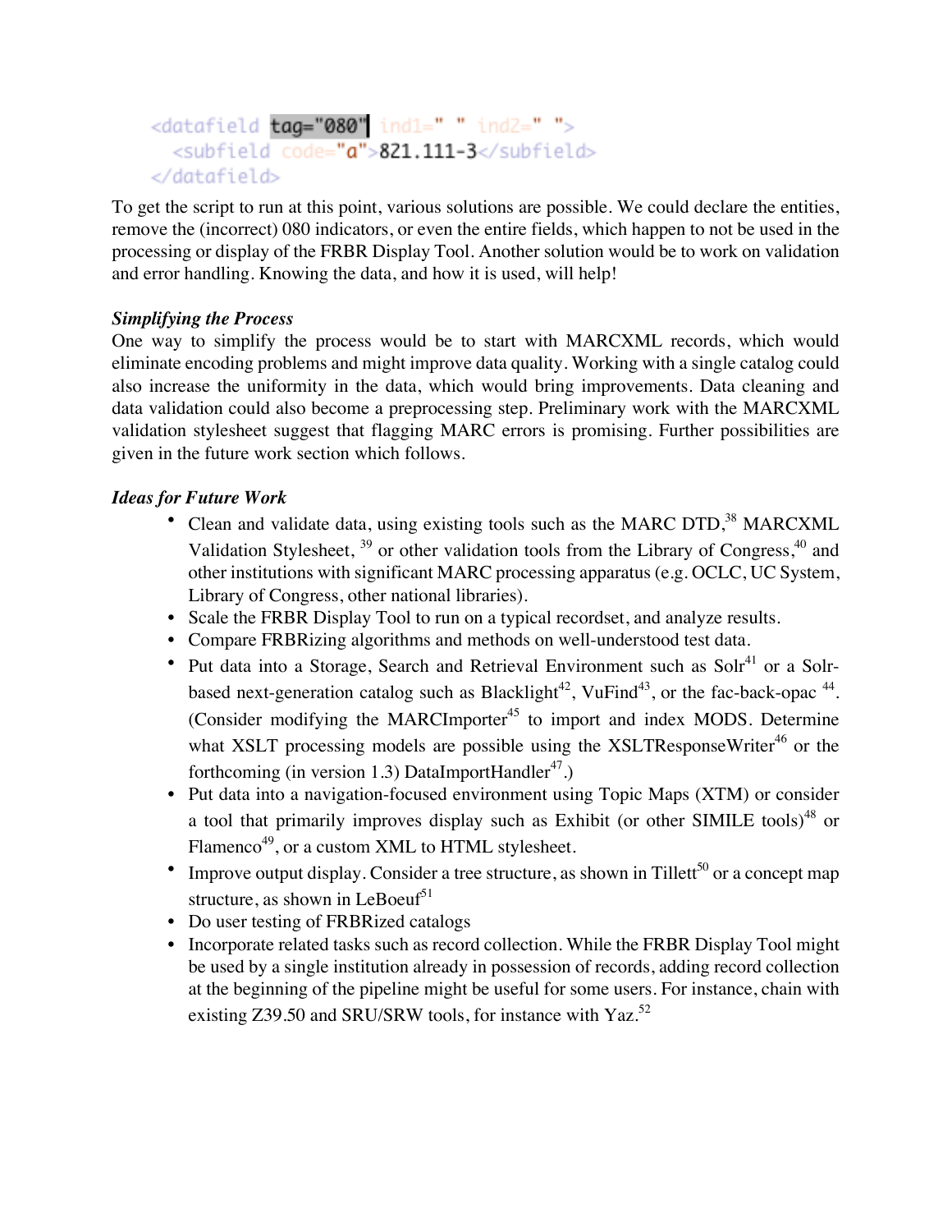```xml
<datafield tag="080" ind1=" " ind2=" ">
  <subfield code="a">821.111-3</subfield>
</datafield>
```

To get the script to run at this point, various solutions are possible. We could declare the entities, remove the (incorrect) 080 indicators, or even the entire fields, which happen to not be used in the processing or display of the FRBR Display Tool. Another solution would be to work on validation and error handling. Knowing the data, and how it is used, will help!

### *Simplifying the Process*

One way to simplify the process would be to start with MARCXML records, which would eliminate encoding problems and might improve data quality. Working with a single catalog could also increase the uniformity in the data, which would bring improvements. Data cleaning and data validation could also become a preprocessing step. Preliminary work with the MARCXML validation stylesheet suggest that flagging MARC errors is promising. Further possibilities are given in the future work section which follows.

### *Ideas for Future Work*

- Clean and validate data, using existing tools such as the MARC DTD,[38] MARCXML Validation Stylesheet, [39] or other validation tools from the Library of Congress,[40] and other institutions with significant MARC processing apparatus (e.g. OCLC, UC System, Library of Congress, other national libraries).
- Scale the FRBR Display Tool to run on a typical recordset, and analyze results.
- Compare FRBRizing algorithms and methods on well-understood test data.
- Put data into a Storage, Search and Retrieval Environment such as Solr[41] or a Solr-based next-generation catalog such as Blacklight[42], VuFind[43], or the fac-back-opac [44]. (Consider modifying the MARCImporter[45] to import and index MODS. Determine what XSLT processing models are possible using the XSLTResponseWriter[46] or the forthcoming (in version 1.3) DataImportHandler[47].)
- Put data into a navigation-focused environment using Topic Maps (XTM) or consider a tool that primarily improves display such as Exhibit (or other SIMILE tools)[48] or Flamenco[49], or a custom XML to HTML stylesheet.
- Improve output display. Consider a tree structure, as shown in Tillett[50] or a concept map structure, as shown in LeBoeuf[51]
- Do user testing of FRBRized catalogs
- Incorporate related tasks such as record collection. While the FRBR Display Tool might be used by a single institution already in possession of records, adding record collection at the beginning of the pipeline might be useful for some users. For instance, chain with existing Z39.50 and SRU/SRW tools, for instance with Yaz.[52]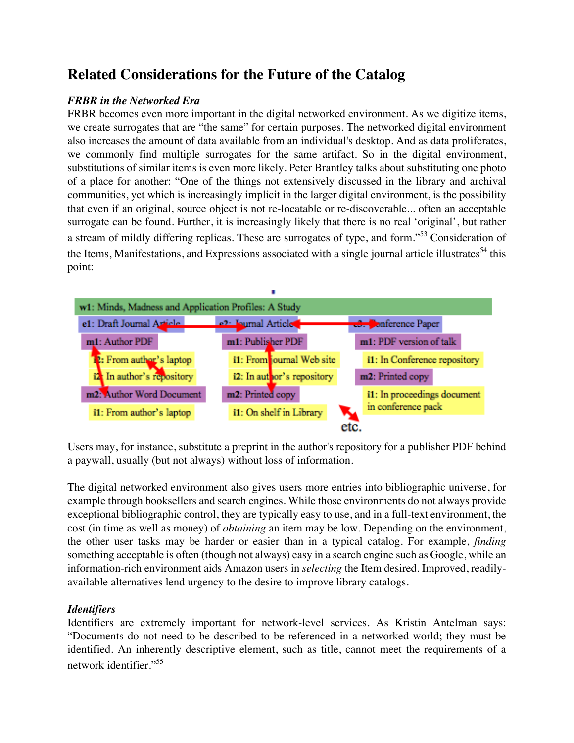# Related Considerations for the Future of the Catalog

### *FRBR in the Networked Era*

FRBR becomes even more important in the digital networked environment. As we digitize items, we create surrogates that are "the same" for certain purposes. The networked digital environment also increases the amount of data available from an individual's desktop. And as data proliferates, we commonly find multiple surrogates for the same artifact. So in the digital environment, substitutions of similar items is even more likely. Peter Brantley talks about substituting one photo of a place for another: "One of the things not extensively discussed in the library and archival communities, yet which is increasingly implicit in the larger digital environment, is the possibility that even if an original, source object is not re-locatable or re-discoverable... often an acceptable surrogate can be found. Further, it is increasingly likely that there is no real 'original', but rather a stream of mildly differing replicas. These are surrogates of type, and form."[53] Consideration of the Items, Manifestations, and Expressions associated with a single journal article illustrates[54] this point:

**w1**: Minds, Madness and Application Profiles: A Study

- **e1**: Draft Journal Article
  - **m1**: Author PDF
    - **i1**: From author's laptop
    - **i2**: In author's repository
  - **m2**: Author Word Document
    - **i1**: From author's laptop
- **e2**: Journal Article
  - **m1**: Publisher PDF
    - **i1**: From Journal Web site
    - **i2**: In author's repository
  - **m2**: Printed copy
    - **i1**: On shelf in Library
- **e3**: Conference Paper
  - **m1**: PDF version of talk
    - **i1**: In Conference repository
  - **m2**: Printed copy
    - **i1**: In proceedings document in conference pack

etc.

Users may, for instance, substitute a preprint in the author's repository for a publisher PDF behind a paywall, usually (but not always) without loss of information.

The digital networked environment also gives users more entries into bibliographic universe, for example through booksellers and search engines. While those environments do not always provide exceptional bibliographic control, they are typically easy to use, and in a full-text environment, the cost (in time as well as money) of *obtaining* an item may be low. Depending on the environment, the other user tasks may be harder or easier than in a typical catalog. For example, *finding* something acceptable is often (though not always) easy in a search engine such as Google, while an information-rich environment aids Amazon users in *selecting* the Item desired. Improved, readily-available alternatives lend urgency to the desire to improve library catalogs.

### *Identifiers*

Identifiers are extremely important for network-level services. As Kristin Antelman says: "Documents do not need to be described to be referenced in a networked world; they must be identified. An inherently descriptive element, such as title, cannot meet the requirements of a network identifier."[55]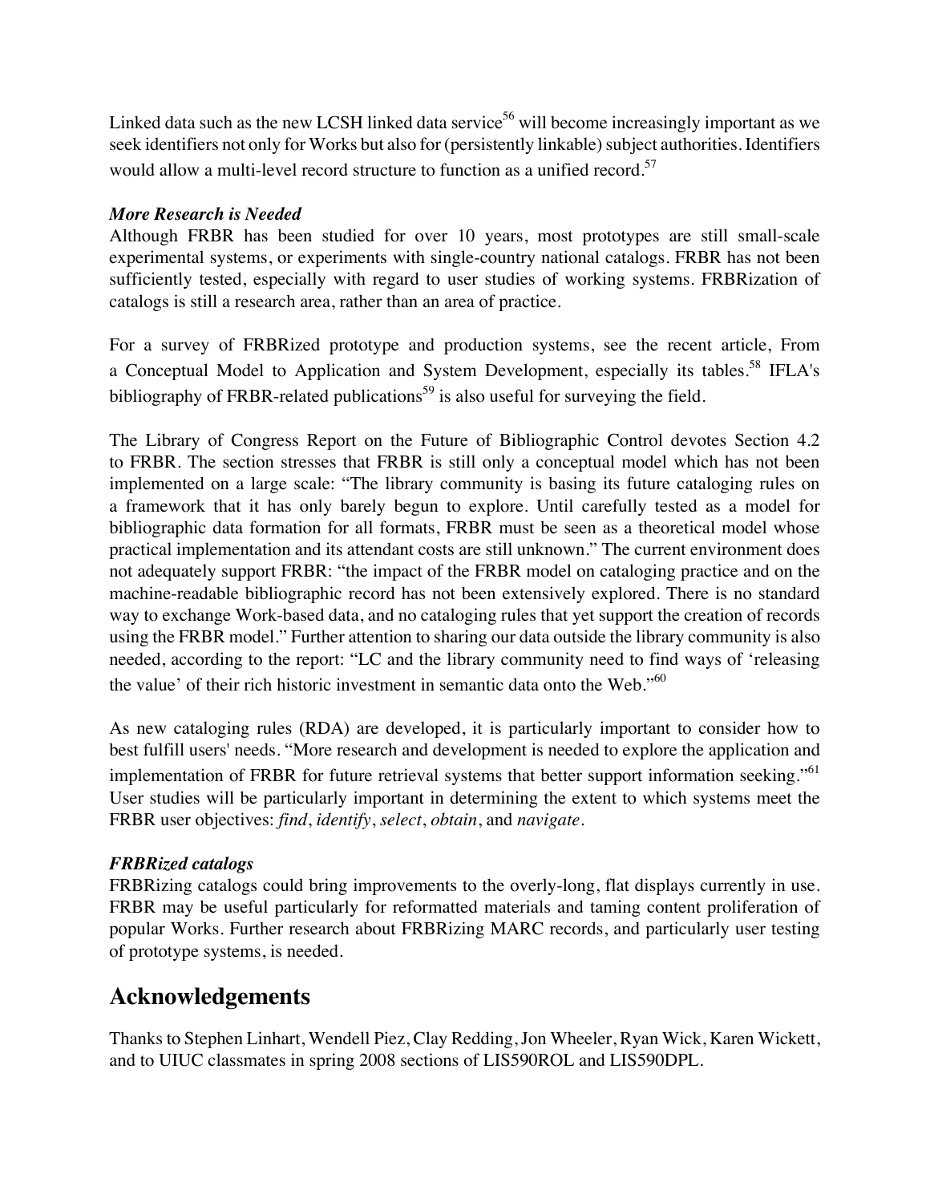Linked data such as the new LCSH linked data service[56] will become increasingly important as we seek identifiers not only for Works but also for (persistently linkable) subject authorities. Identifiers would allow a multi-level record structure to function as a unified record.[57]

### *More Research is Needed*

Although FRBR has been studied for over 10 years, most prototypes are still small-scale experimental systems, or experiments with single-country national catalogs. FRBR has not been sufficiently tested, especially with regard to user studies of working systems. FRBRization of catalogs is still a research area, rather than an area of practice.

For a survey of FRBRized prototype and production systems, see the recent article, From a Conceptual Model to Application and System Development, especially its tables.[58] IFLA's bibliography of FRBR-related publications[59] is also useful for surveying the field.

The Library of Congress Report on the Future of Bibliographic Control devotes Section 4.2 to FRBR. The section stresses that FRBR is still only a conceptual model which has not been implemented on a large scale: "The library community is basing its future cataloging rules on a framework that it has only barely begun to explore. Until carefully tested as a model for bibliographic data formation for all formats, FRBR must be seen as a theoretical model whose practical implementation and its attendant costs are still unknown." The current environment does not adequately support FRBR: "the impact of the FRBR model on cataloging practice and on the machine-readable bibliographic record has not been extensively explored. There is no standard way to exchange Work-based data, and no cataloging rules that yet support the creation of records using the FRBR model." Further attention to sharing our data outside the library community is also needed, according to the report: "LC and the library community need to find ways of 'releasing the value' of their rich historic investment in semantic data onto the Web."[60]

As new cataloging rules (RDA) are developed, it is particularly important to consider how to best fulfill users' needs. "More research and development is needed to explore the application and implementation of FRBR for future retrieval systems that better support information seeking."[61] User studies will be particularly important in determining the extent to which systems meet the FRBR user objectives: *find*, *identify*, *select*, *obtain*, and *navigate*.

### *FRBRized catalogs*

FRBRizing catalogs could bring improvements to the overly-long, flat displays currently in use. FRBR may be useful particularly for reformatted materials and taming content proliferation of popular Works. Further research about FRBRizing MARC records, and particularly user testing of prototype systems, is needed.

## Acknowledgements

Thanks to Stephen Linhart, Wendell Piez, Clay Redding, Jon Wheeler, Ryan Wick, Karen Wickett, and to UIUC classmates in spring 2008 sections of LIS590ROL and LIS590DPL.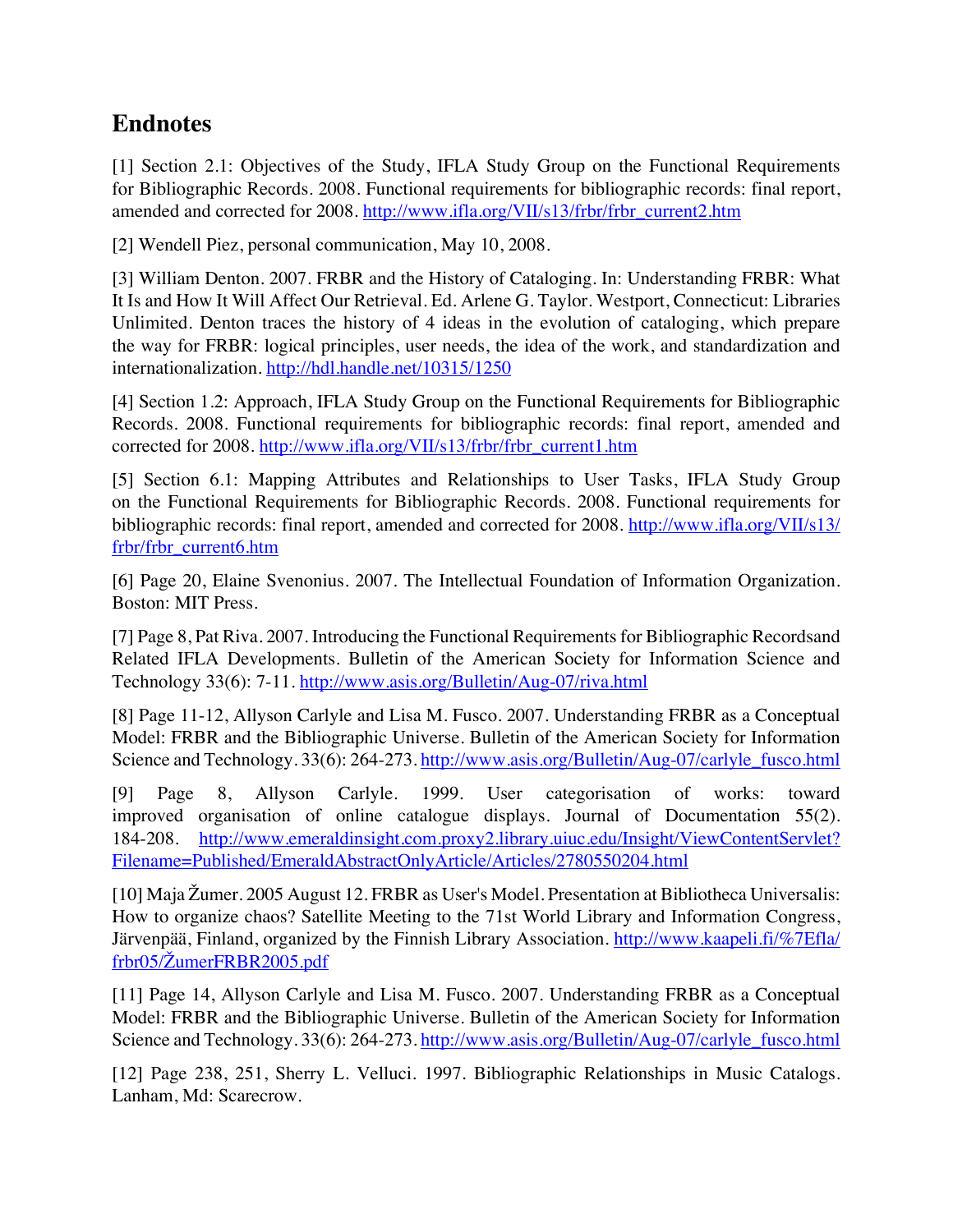## Endnotes

[1] Section 2.1: Objectives of the Study, IFLA Study Group on the Functional Requirements for Bibliographic Records. 2008. Functional requirements for bibliographic records: final report, amended and corrected for 2008. http://www.ifla.org/VII/s13/frbr/frbr_current2.htm

[2] Wendell Piez, personal communication, May 10, 2008.

[3] William Denton. 2007. FRBR and the History of Cataloging. In: Understanding FRBR: What It Is and How It Will Affect Our Retrieval. Ed. Arlene G. Taylor. Westport, Connecticut: Libraries Unlimited. Denton traces the history of 4 ideas in the evolution of cataloging, which prepare the way for FRBR: logical principles, user needs, the idea of the work, and standardization and internationalization. http://hdl.handle.net/10315/1250

[4] Section 1.2: Approach, IFLA Study Group on the Functional Requirements for Bibliographic Records. 2008. Functional requirements for bibliographic records: final report, amended and corrected for 2008. http://www.ifla.org/VII/s13/frbr/frbr_current1.htm

[5] Section 6.1: Mapping Attributes and Relationships to User Tasks, IFLA Study Group on the Functional Requirements for Bibliographic Records. 2008. Functional requirements for bibliographic records: final report, amended and corrected for 2008. http://www.ifla.org/VII/s13/frbr/frbr_current6.htm

[6] Page 20, Elaine Svenonius. 2007. The Intellectual Foundation of Information Organization. Boston: MIT Press.

[7] Page 8, Pat Riva. 2007. Introducing the Functional Requirements for Bibliographic Recordsand Related IFLA Developments. Bulletin of the American Society for Information Science and Technology 33(6): 7-11. http://www.asis.org/Bulletin/Aug-07/riva.html

[8] Page 11-12, Allyson Carlyle and Lisa M. Fusco. 2007. Understanding FRBR as a Conceptual Model: FRBR and the Bibliographic Universe. Bulletin of the American Society for Information Science and Technology. 33(6): 264-273. http://www.asis.org/Bulletin/Aug-07/carlyle_fusco.html

[9] Page 8, Allyson Carlyle. 1999. User categorisation of works: toward improved organisation of online catalogue displays. Journal of Documentation 55(2). 184-208. http://www.emeraldinsight.com.proxy2.library.uiuc.edu/Insight/ViewContentServlet?Filename=Published/EmeraldAbstractOnlyArticle/Articles/2780550204.html

[10] Maja Žumer. 2005 August 12. FRBR as User's Model. Presentation at Bibliotheca Universalis: How to organize chaos? Satellite Meeting to the 71st World Library and Information Congress, Järvenpää, Finland, organized by the Finnish Library Association. http://www.kaapeli.fi/%7Efla/frbr05/ŽumerFRBR2005.pdf

[11] Page 14, Allyson Carlyle and Lisa M. Fusco. 2007. Understanding FRBR as a Conceptual Model: FRBR and the Bibliographic Universe. Bulletin of the American Society for Information Science and Technology. 33(6): 264-273. http://www.asis.org/Bulletin/Aug-07/carlyle_fusco.html

[12] Page 238, 251, Sherry L. Velluci. 1997. Bibliographic Relationships in Music Catalogs. Lanham, Md: Scarecrow.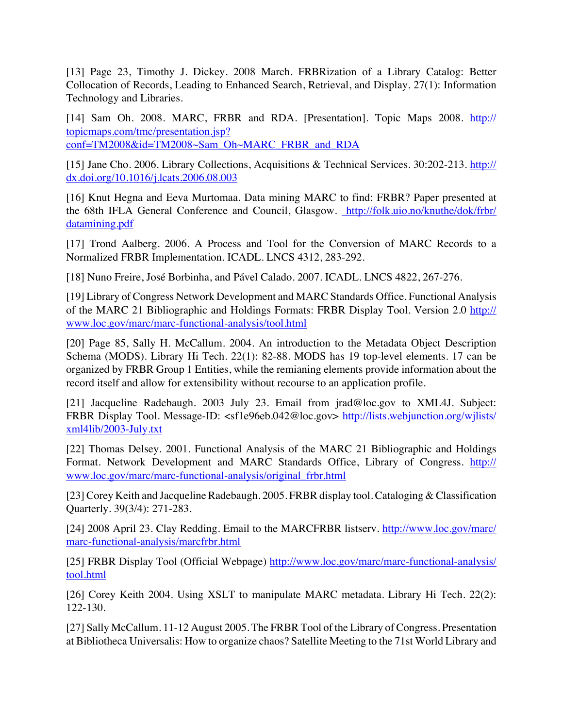[13] Page 23, Timothy J. Dickey. 2008 March. FRBRization of a Library Catalog: Better Collocation of Records, Leading to Enhanced Search, Retrieval, and Display. 27(1): Information Technology and Libraries.

[14] Sam Oh. 2008. MARC, FRBR and RDA. [Presentation]. Topic Maps 2008. http://topicmaps.com/tmc/presentation.jsp?conf=TM2008&id=TM2008~Sam_Oh~MARC_FRBR_and_RDA

[15] Jane Cho. 2006. Library Collections, Acquisitions & Technical Services. 30:202-213. http://dx.doi.org/10.1016/j.lcats.2006.08.003

[16] Knut Hegna and Eeva Murtomaa. Data mining MARC to find: FRBR? Paper presented at the 68th IFLA General Conference and Council, Glasgow. http://folk.uio.no/knuthe/dok/frbr/datamining.pdf

[17] Trond Aalberg. 2006. A Process and Tool for the Conversion of MARC Records to a Normalized FRBR Implementation. ICADL. LNCS 4312, 283-292.

[18] Nuno Freire, José Borbinha, and Pável Calado. 2007. ICADL. LNCS 4822, 267-276.

[19] Library of Congress Network Development and MARC Standards Office. Functional Analysis of the MARC 21 Bibliographic and Holdings Formats: FRBR Display Tool. Version 2.0 http://www.loc.gov/marc/marc-functional-analysis/tool.html

[20] Page 85, Sally H. McCallum. 2004. An introduction to the Metadata Object Description Schema (MODS). Library Hi Tech. 22(1): 82-88. MODS has 19 top-level elements. 17 can be organized by FRBR Group 1 Entities, while the remianing elements provide information about the record itself and allow for extensibility without recourse to an application profile.

[21] Jacqueline Radebaugh. 2003 July 23. Email from jrad@loc.gov to XML4J. Subject: FRBR Display Tool. Message-ID: <sf1e96eb.042@loc.gov> http://lists.webjunction.org/wjlists/xml4lib/2003-July.txt

[22] Thomas Delsey. 2001. Functional Analysis of the MARC 21 Bibliographic and Holdings Format. Network Development and MARC Standards Office, Library of Congress. http://www.loc.gov/marc/marc-functional-analysis/original_frbr.html

[23] Corey Keith and Jacqueline Radebaugh. 2005. FRBR display tool. Cataloging & Classification Quarterly. 39(3/4): 271-283.

[24] 2008 April 23. Clay Redding. Email to the MARCFRBR listserv. http://www.loc.gov/marc/marc-functional-analysis/marcfrbr.html

[25] FRBR Display Tool (Official Webpage) http://www.loc.gov/marc/marc-functional-analysis/tool.html

[26] Corey Keith 2004. Using XSLT to manipulate MARC metadata. Library Hi Tech. 22(2): 122-130.

[27] Sally McCallum. 11-12 August 2005. The FRBR Tool of the Library of Congress. Presentation at Bibliotheca Universalis: How to organize chaos? Satellite Meeting to the 71st World Library and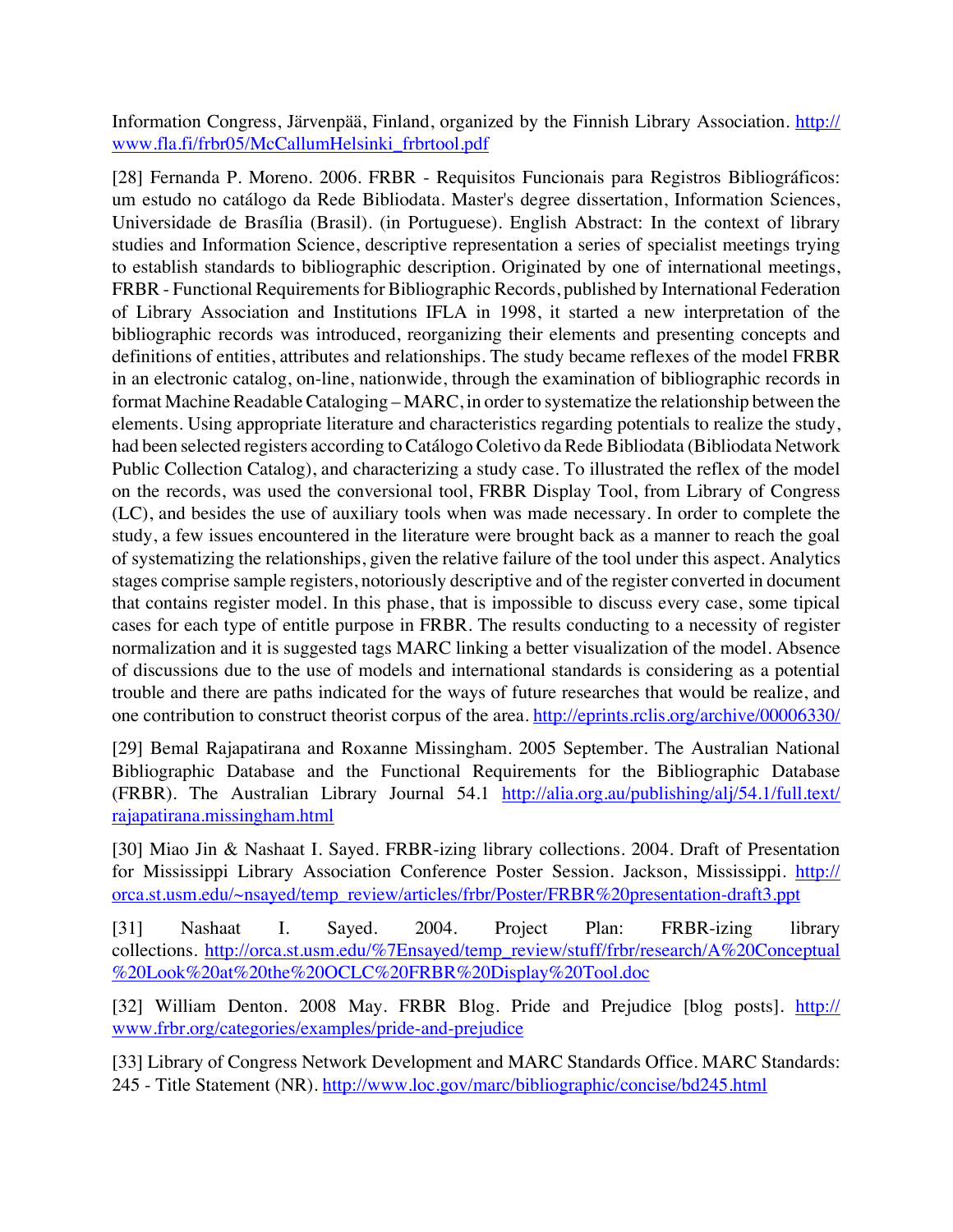Information Congress, Järvenpää, Finland, organized by the Finnish Library Association. http://www.fla.fi/frbr05/McCallumHelsinki_frbrtool.pdf

[28] Fernanda P. Moreno. 2006. FRBR - Requisitos Funcionais para Registros Bibliográficos: um estudo no catálogo da Rede Bibliodata. Master's degree dissertation, Information Sciences, Universidade de Brasília (Brasil). (in Portuguese). English Abstract: In the context of library studies and Information Science, descriptive representation a series of specialist meetings trying to establish standards to bibliographic description. Originated by one of international meetings, FRBR - Functional Requirements for Bibliographic Records, published by International Federation of Library Association and Institutions IFLA in 1998, it started a new interpretation of the bibliographic records was introduced, reorganizing their elements and presenting concepts and definitions of entities, attributes and relationships. The study became reflexes of the model FRBR in an electronic catalog, on-line, nationwide, through the examination of bibliographic records in format Machine Readable Cataloging – MARC, in order to systematize the relationship between the elements. Using appropriate literature and characteristics regarding potentials to realize the study, had been selected registers according to Catálogo Coletivo da Rede Bibliodata (Bibliodata Network Public Collection Catalog), and characterizing a study case. To illustrated the reflex of the model on the records, was used the conversional tool, FRBR Display Tool, from Library of Congress (LC), and besides the use of auxiliary tools when was made necessary. In order to complete the study, a few issues encountered in the literature were brought back as a manner to reach the goal of systematizing the relationships, given the relative failure of the tool under this aspect. Analytics stages comprise sample registers, notoriously descriptive and of the register converted in document that contains register model. In this phase, that is impossible to discuss every case, some tipical cases for each type of entitle purpose in FRBR. The results conducting to a necessity of register normalization and it is suggested tags MARC linking a better visualization of the model. Absence of discussions due to the use of models and international standards is considering as a potential trouble and there are paths indicated for the ways of future researches that would be realize, and one contribution to construct theorist corpus of the area. http://eprints.rclis.org/archive/00006330/

[29] Bemal Rajapatirana and Roxanne Missingham. 2005 September. The Australian National Bibliographic Database and the Functional Requirements for the Bibliographic Database (FRBR). The Australian Library Journal 54.1 http://alia.org.au/publishing/alj/54.1/full.text/rajapatirana.missingham.html

[30] Miao Jin & Nashaat I. Sayed. FRBR-izing library collections. 2004. Draft of Presentation for Mississippi Library Association Conference Poster Session. Jackson, Mississippi. http://orca.st.usm.edu/~nsayed/temp_review/articles/frbr/Poster/FRBR%20presentation-draft3.ppt

[31] Nashaat I. Sayed. 2004. Project Plan: FRBR-izing library collections. http://orca.st.usm.edu/%7Ensayed/temp_review/stuff/frbr/research/A%20Conceptual%20Look%20at%20the%20OCLC%20FRBR%20Display%20Tool.doc

[32] William Denton. 2008 May. FRBR Blog. Pride and Prejudice [blog posts]. http://www.frbr.org/categories/examples/pride-and-prejudice

[33] Library of Congress Network Development and MARC Standards Office. MARC Standards: 245 - Title Statement (NR). http://www.loc.gov/marc/bibliographic/concise/bd245.html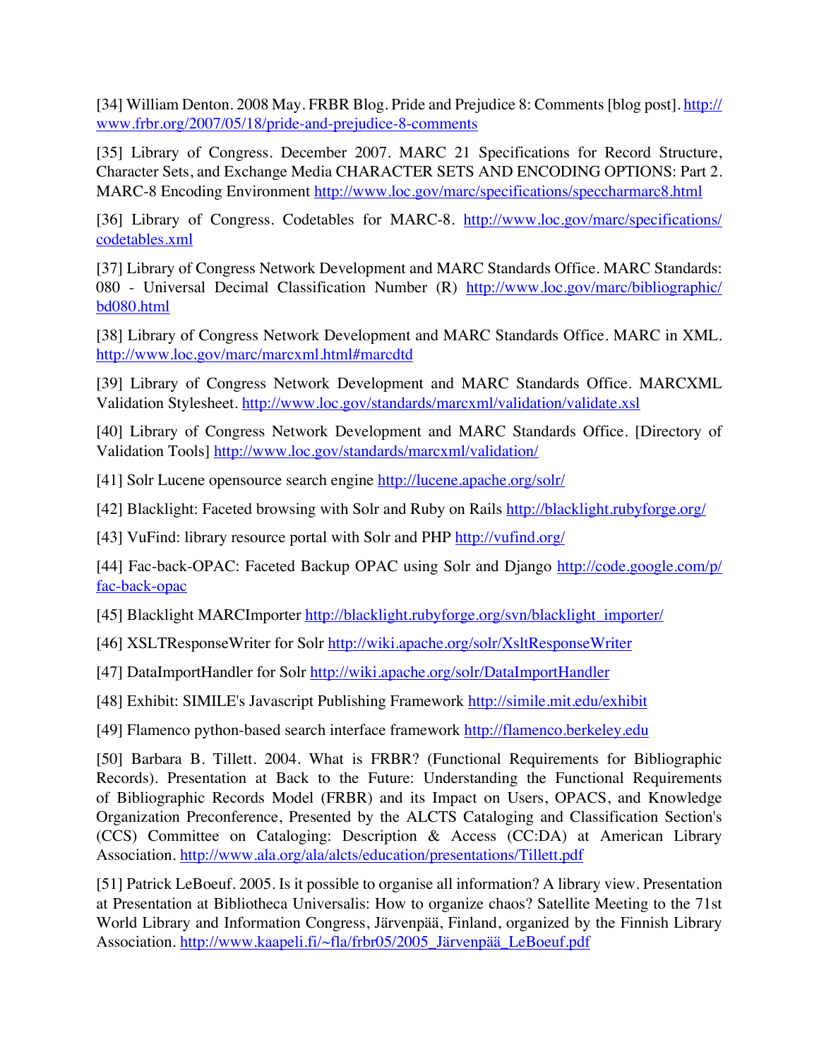[34] William Denton. 2008 May. FRBR Blog. Pride and Prejudice 8: Comments [blog post]. http://www.frbr.org/2007/05/18/pride-and-prejudice-8-comments

[35] Library of Congress. December 2007. MARC 21 Specifications for Record Structure, Character Sets, and Exchange Media CHARACTER SETS AND ENCODING OPTIONS: Part 2. MARC-8 Encoding Environment http://www.loc.gov/marc/specifications/speccharmarc8.html

[36] Library of Congress. Codetables for MARC-8. http://www.loc.gov/marc/specifications/codetables.xml

[37] Library of Congress Network Development and MARC Standards Office. MARC Standards: 080 - Universal Decimal Classification Number (R) http://www.loc.gov/marc/bibliographic/bd080.html

[38] Library of Congress Network Development and MARC Standards Office. MARC in XML. http://www.loc.gov/marc/marcxml.html#marcdtd

[39] Library of Congress Network Development and MARC Standards Office. MARCXML Validation Stylesheet. http://www.loc.gov/standards/marcxml/validation/validate.xsl

[40] Library of Congress Network Development and MARC Standards Office. [Directory of Validation Tools] http://www.loc.gov/standards/marcxml/validation/

[41] Solr Lucene opensource search engine http://lucene.apache.org/solr/

[42] Blacklight: Faceted browsing with Solr and Ruby on Rails http://blacklight.rubyforge.org/

[43] VuFind: library resource portal with Solr and PHP http://vufind.org/

[44] Fac-back-OPAC: Faceted Backup OPAC using Solr and Django http://code.google.com/p/fac-back-opac

[45] Blacklight MARCImporter http://blacklight.rubyforge.org/svn/blacklight_importer/

[46] XSLTResponseWriter for Solr http://wiki.apache.org/solr/XsltResponseWriter

[47] DataImportHandler for Solr http://wiki.apache.org/solr/DataImportHandler

[48] Exhibit: SIMILE's Javascript Publishing Framework http://simile.mit.edu/exhibit

[49] Flamenco python-based search interface framework http://flamenco.berkeley.edu

[50] Barbara B. Tillett. 2004. What is FRBR? (Functional Requirements for Bibliographic Records). Presentation at Back to the Future: Understanding the Functional Requirements of Bibliographic Records Model (FRBR) and its Impact on Users, OPACS, and Knowledge Organization Preconference, Presented by the ALCTS Cataloging and Classification Section's (CCS) Committee on Cataloging: Description & Access (CC:DA) at American Library Association. http://www.ala.org/ala/alcts/education/presentations/Tillett.pdf

[51] Patrick LeBoeuf. 2005. Is it possible to organise all information? A library view. Presentation at Presentation at Bibliotheca Universalis: How to organize chaos? Satellite Meeting to the 71st World Library and Information Congress, Järvenpää, Finland, organized by the Finnish Library Association. http://www.kaapeli.fi/~fla/frbr05/2005_Järvenpää_LeBoeuf.pdf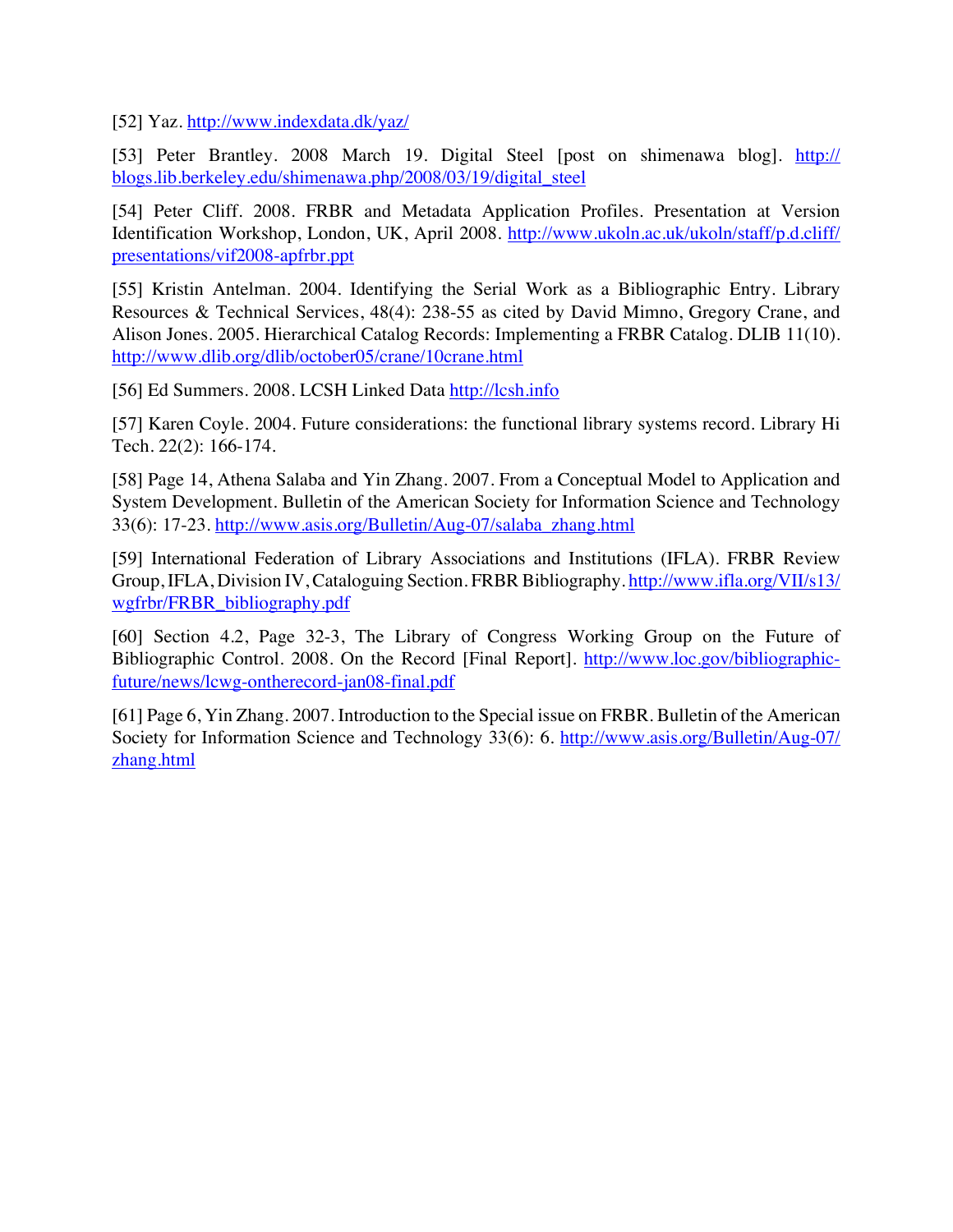[52] Yaz. http://www.indexdata.dk/yaz/

[53] Peter Brantley. 2008 March 19. Digital Steel [post on shimenawa blog]. http://blogs.lib.berkeley.edu/shimenawa.php/2008/03/19/digital_steel

[54] Peter Cliff. 2008. FRBR and Metadata Application Profiles. Presentation at Version Identification Workshop, London, UK, April 2008. http://www.ukoln.ac.uk/ukoln/staff/p.d.cliff/presentations/vif2008-apfrbr.ppt

[55] Kristin Antelman. 2004. Identifying the Serial Work as a Bibliographic Entry. Library Resources & Technical Services, 48(4): 238-55 as cited by David Mimno, Gregory Crane, and Alison Jones. 2005. Hierarchical Catalog Records: Implementing a FRBR Catalog. DLIB 11(10). http://www.dlib.org/dlib/october05/crane/10crane.html

[56] Ed Summers. 2008. LCSH Linked Data http://lcsh.info

[57] Karen Coyle. 2004. Future considerations: the functional library systems record. Library Hi Tech. 22(2): 166-174.

[58] Page 14, Athena Salaba and Yin Zhang. 2007. From a Conceptual Model to Application and System Development. Bulletin of the American Society for Information Science and Technology 33(6): 17-23. http://www.asis.org/Bulletin/Aug-07/salaba_zhang.html

[59] International Federation of Library Associations and Institutions (IFLA). FRBR Review Group, IFLA, Division IV, Cataloguing Section. FRBR Bibliography. http://www.ifla.org/VII/s13/wgfrbr/FRBR_bibliography.pdf

[60] Section 4.2, Page 32-3, The Library of Congress Working Group on the Future of Bibliographic Control. 2008. On the Record [Final Report]. http://www.loc.gov/bibliographic-future/news/lcwg-ontherecord-jan08-final.pdf

[61] Page 6, Yin Zhang. 2007. Introduction to the Special issue on FRBR. Bulletin of the American Society for Information Science and Technology 33(6): 6. http://www.asis.org/Bulletin/Aug-07/zhang.html